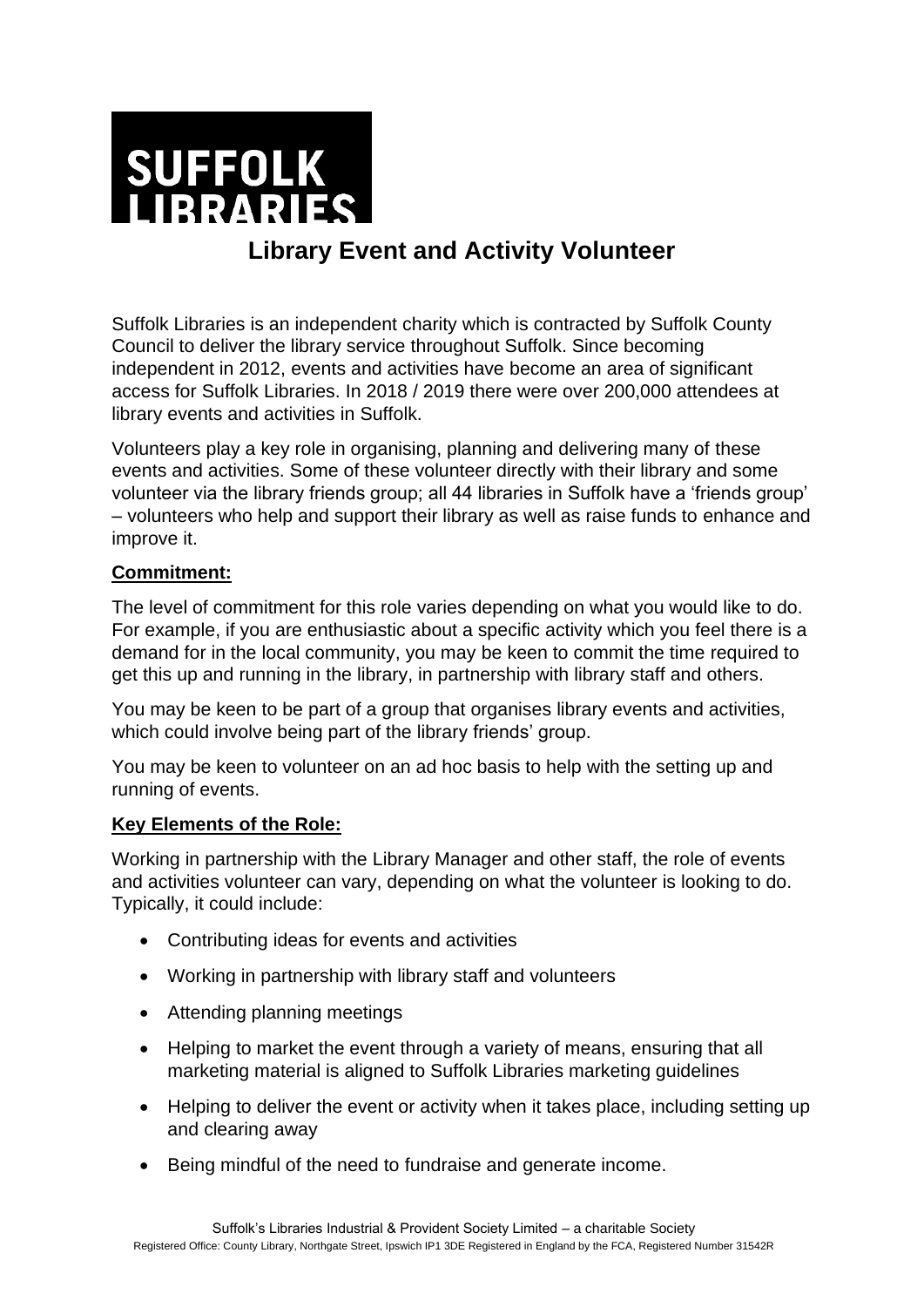SUFFOLK LIBRARIES

# Library Event and Activity Volunteer

Suffolk Libraries is an independent charity which is contracted by Suffolk County Council to deliver the library service throughout Suffolk. Since becoming independent in 2012, events and activities have become an area of significant access for Suffolk Libraries. In 2018 / 2019 there were over 200,000 attendees at library events and activities in Suffolk.

Volunteers play a key role in organising, planning and delivering many of these events and activities. Some of these volunteer directly with their library and some volunteer via the library friends group; all 44 libraries in Suffolk have a 'friends group' – volunteers who help and support their library as well as raise funds to enhance and improve it.

**Commitment:**

The level of commitment for this role varies depending on what you would like to do. For example, if you are enthusiastic about a specific activity which you feel there is a demand for in the local community, you may be keen to commit the time required to get this up and running in the library, in partnership with library staff and others.

You may be keen to be part of a group that organises library events and activities, which could involve being part of the library friends' group.

You may be keen to volunteer on an ad hoc basis to help with the setting up and running of events.

**Key Elements of the Role:**

Working in partnership with the Library Manager and other staff, the role of events and activities volunteer can vary, depending on what the volunteer is looking to do. Typically, it could include:

- Contributing ideas for events and activities
- Working in partnership with library staff and volunteers
- Attending planning meetings
- Helping to market the event through a variety of means, ensuring that all marketing material is aligned to Suffolk Libraries marketing guidelines
- Helping to deliver the event or activity when it takes place, including setting up and clearing away
- Being mindful of the need to fundraise and generate income.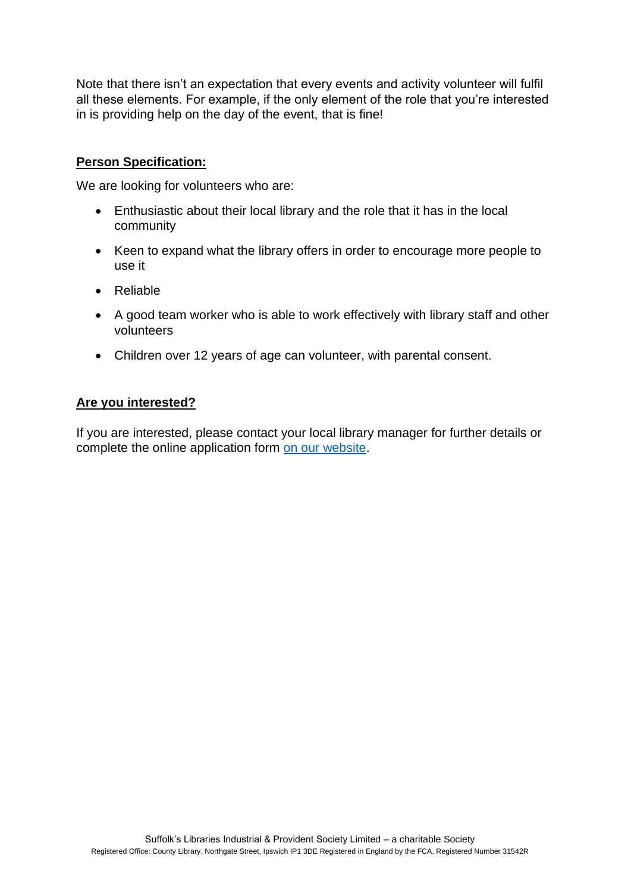Note that there isn't an expectation that every events and activity volunteer will fulfil all these elements. For example, if the only element of the role that you're interested in is providing help on the day of the event, that is fine!

## **Person Specification:**

We are looking for volunteers who are:

- Enthusiastic about their local library and the role that it has in the local community
- Keen to expand what the library offers in order to encourage more people to use it
- Reliable
- A good team worker who is able to work effectively with library staff and other volunteers
- Children over 12 years of age can volunteer, with parental consent.

## **Are you interested?**

If you are interested, please contact your local library manager for further details or complete the online application form on our website.

Suffolk's Libraries Industrial & Provident Society Limited – a charitable Society
Registered Office: County Library, Northgate Street, Ipswich IP1 3DE Registered in England by the FCA, Registered Number 31542R